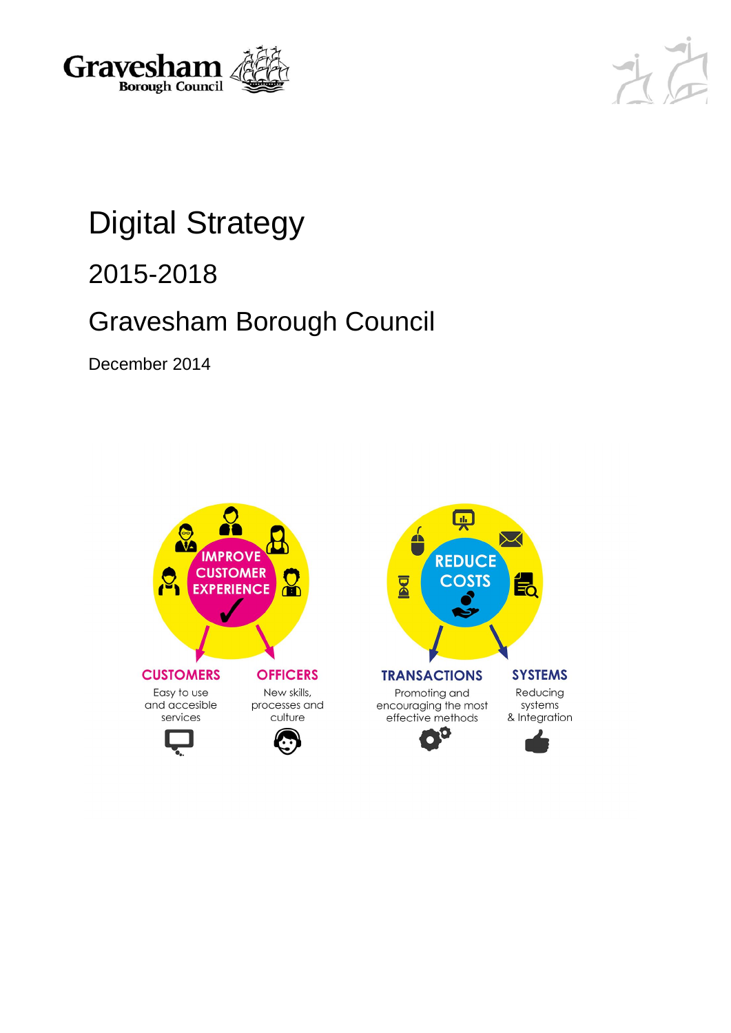Gravesham Borough Council

# Digital Strategy

## 2015-2018

## Gravesham Borough Council

December 2014

IMPROVE CUSTOMER EXPERIENCE

**CUSTOMERS**
Easy to use and accesible services

**OFFICERS**
New skills, processes and culture

REDUCE COSTS

**TRANSACTIONS**
Promoting and encouraging the most effective methods

**SYSTEMS**
Reducing systems & Integration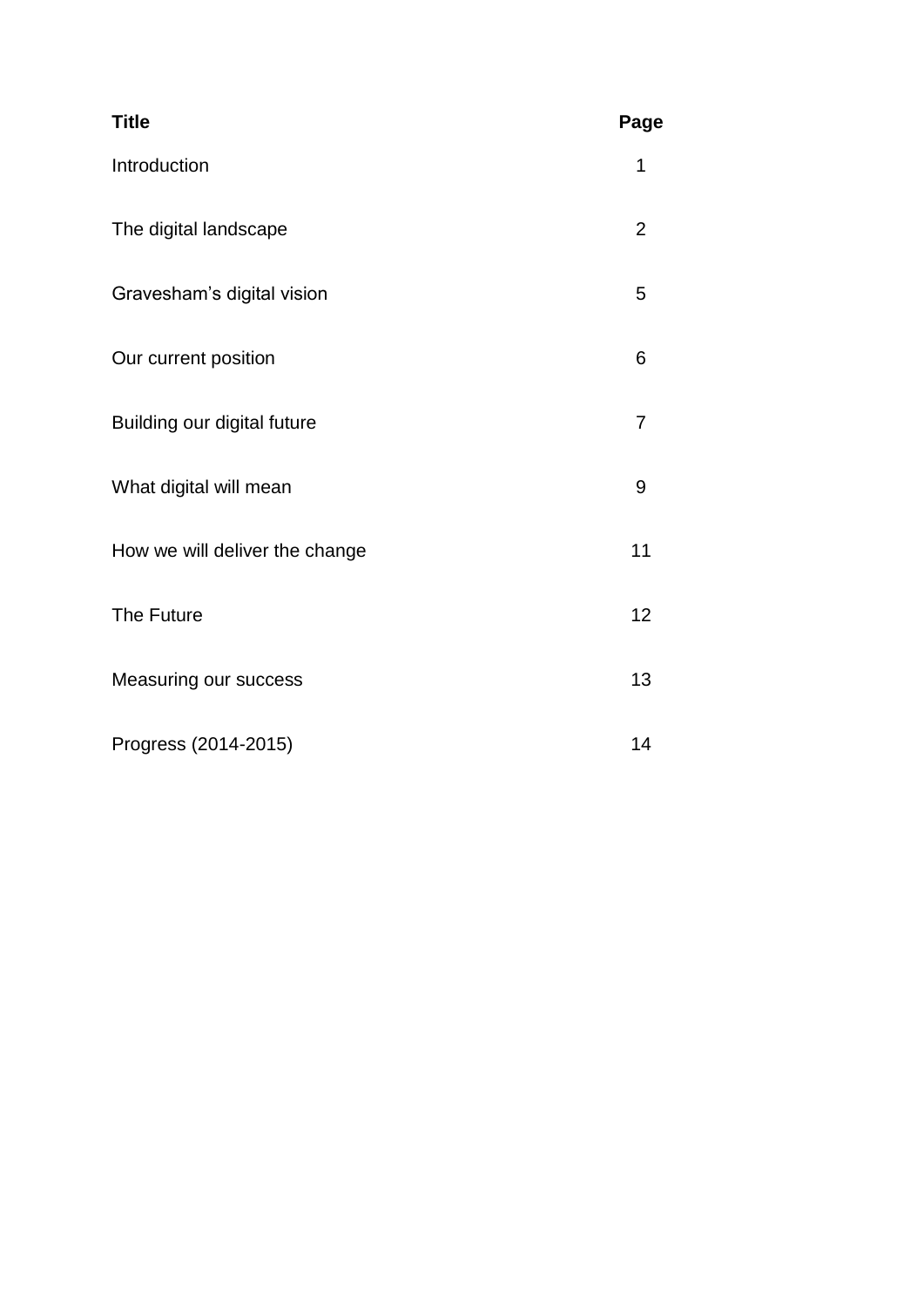| **Title** | **Page** |
| --- | --- |
| Introduction | 1 |
| The digital landscape | 2 |
| Gravesham’s digital vision | 5 |
| Our current position | 6 |
| Building our digital future | 7 |
| What digital will mean | 9 |
| How we will deliver the change | 11 |
| The Future | 12 |
| Measuring our success | 13 |
| Progress (2014-2015) | 14 |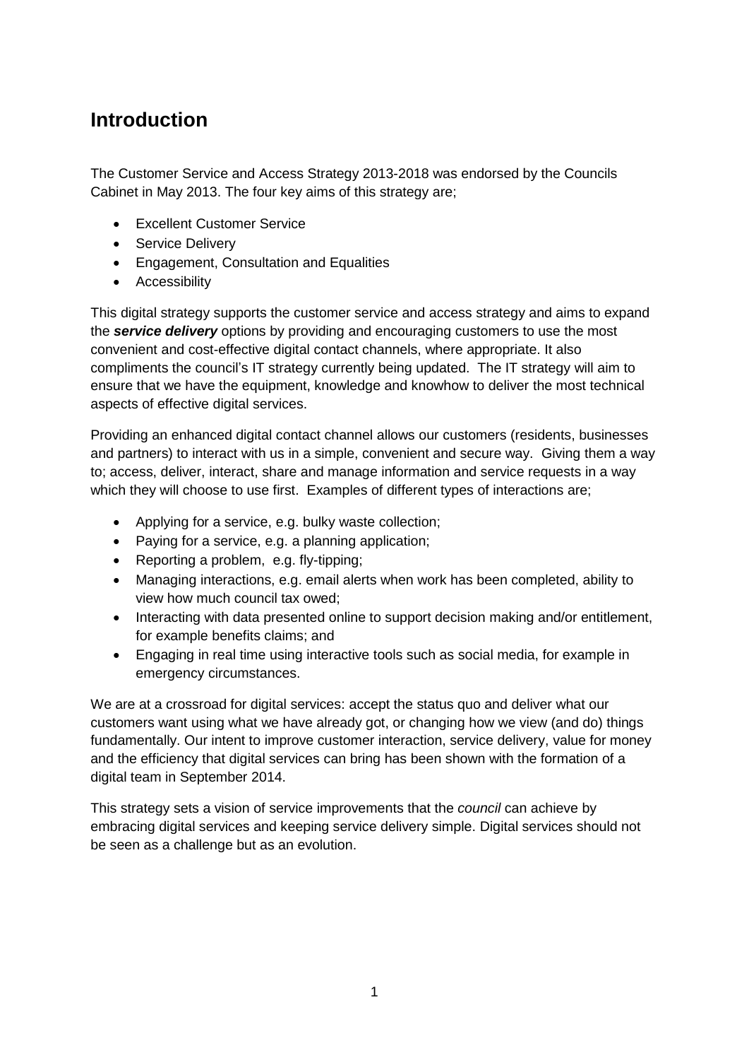# Introduction

The Customer Service and Access Strategy 2013-2018 was endorsed by the Councils Cabinet in May 2013. The four key aims of this strategy are;

- Excellent Customer Service
- Service Delivery
- Engagement, Consultation and Equalities
- Accessibility

This digital strategy supports the customer service and access strategy and aims to expand the ***service delivery*** options by providing and encouraging customers to use the most convenient and cost-effective digital contact channels, where appropriate. It also compliments the council's IT strategy currently being updated. The IT strategy will aim to ensure that we have the equipment, knowledge and knowhow to deliver the most technical aspects of effective digital services.

Providing an enhanced digital contact channel allows our customers (residents, businesses and partners) to interact with us in a simple, convenient and secure way. Giving them a way to; access, deliver, interact, share and manage information and service requests in a way which they will choose to use first. Examples of different types of interactions are;

- Applying for a service, e.g. bulky waste collection;
- Paying for a service, e.g. a planning application;
- Reporting a problem, e.g. fly-tipping;
- Managing interactions, e.g. email alerts when work has been completed, ability to view how much council tax owed;
- Interacting with data presented online to support decision making and/or entitlement, for example benefits claims; and
- Engaging in real time using interactive tools such as social media, for example in emergency circumstances.

We are at a crossroad for digital services: accept the status quo and deliver what our customers want using what we have already got, or changing how we view (and do) things fundamentally. Our intent to improve customer interaction, service delivery, value for money and the efficiency that digital services can bring has been shown with the formation of a digital team in September 2014.

This strategy sets a vision of service improvements that the *council* can achieve by embracing digital services and keeping service delivery simple. Digital services should not be seen as a challenge but as an evolution.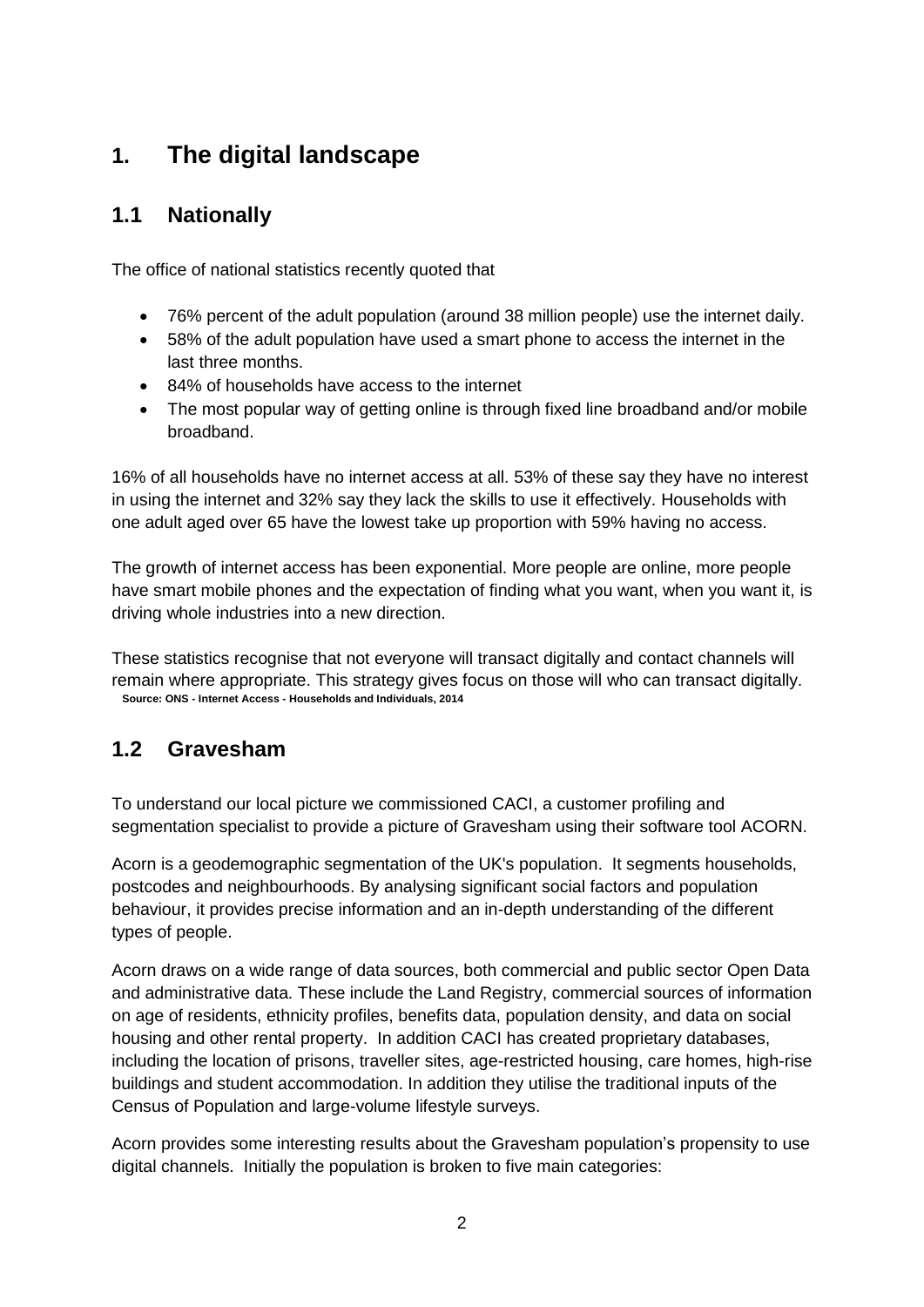# 1. The digital landscape

## 1.1 Nationally

The office of national statistics recently quoted that

- 76% percent of the adult population (around 38 million people) use the internet daily.
- 58% of the adult population have used a smart phone to access the internet in the last three months.
- 84% of households have access to the internet
- The most popular way of getting online is through fixed line broadband and/or mobile broadband.

16% of all households have no internet access at all. 53% of these say they have no interest in using the internet and 32% say they lack the skills to use it effectively. Households with one adult aged over 65 have the lowest take up proportion with 59% having no access.

The growth of internet access has been exponential. More people are online, more people have smart mobile phones and the expectation of finding what you want, when you want it, is driving whole industries into a new direction.

These statistics recognise that not everyone will transact digitally and contact channels will remain where appropriate. This strategy gives focus on those will who can transact digitally.

**Source: ONS - Internet Access - Households and Individuals, 2014**

## 1.2 Gravesham

To understand our local picture we commissioned CACI, a customer profiling and segmentation specialist to provide a picture of Gravesham using their software tool ACORN.

Acorn is a geodemographic segmentation of the UK's population. It segments households, postcodes and neighbourhoods. By analysing significant social factors and population behaviour, it provides precise information and an in-depth understanding of the different types of people.

Acorn draws on a wide range of data sources, both commercial and public sector Open Data and administrative data. These include the Land Registry, commercial sources of information on age of residents, ethnicity profiles, benefits data, population density, and data on social housing and other rental property. In addition CACI has created proprietary databases, including the location of prisons, traveller sites, age-restricted housing, care homes, high-rise buildings and student accommodation. In addition they utilise the traditional inputs of the Census of Population and large-volume lifestyle surveys.

Acorn provides some interesting results about the Gravesham population's propensity to use digital channels. Initially the population is broken to five main categories: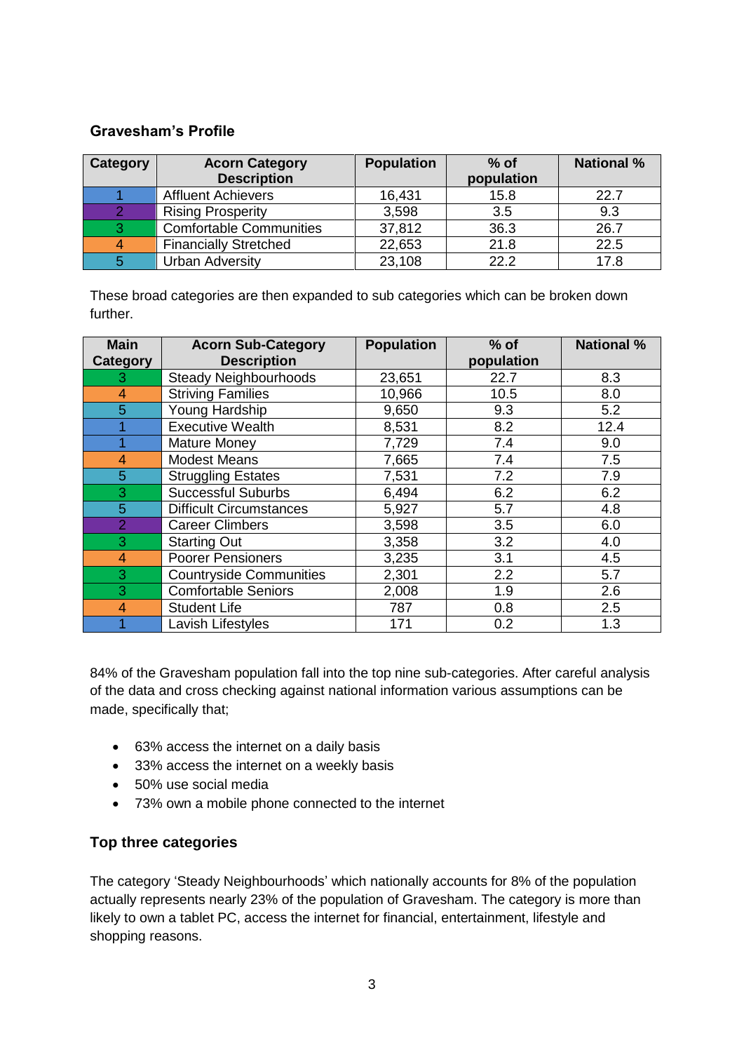## Gravesham's Profile

| Category | Acorn Category Description | Population | % of population | National % |
|---|---|---|---|---|
| 1 | Affluent Achievers | 16,431 | 15.8 | 22.7 |
| 2 | Rising Prosperity | 3,598 | 3.5 | 9.3 |
| 3 | Comfortable Communities | 37,812 | 36.3 | 26.7 |
| 4 | Financially Stretched | 22,653 | 21.8 | 22.5 |
| 5 | Urban Adversity | 23,108 | 22.2 | 17.8 |

These broad categories are then expanded to sub categories which can be broken down further.

| Main Category | Acorn Sub-Category Description | Population | % of population | National % |
|---|---|---|---|---|
| 3 | Steady Neighbourhoods | 23,651 | 22.7 | 8.3 |
| 4 | Striving Families | 10,966 | 10.5 | 8.0 |
| 5 | Young Hardship | 9,650 | 9.3 | 5.2 |
| 1 | Executive Wealth | 8,531 | 8.2 | 12.4 |
| 1 | Mature Money | 7,729 | 7.4 | 9.0 |
| 4 | Modest Means | 7,665 | 7.4 | 7.5 |
| 5 | Struggling Estates | 7,531 | 7.2 | 7.9 |
| 3 | Successful Suburbs | 6,494 | 6.2 | 6.2 |
| 5 | Difficult Circumstances | 5,927 | 5.7 | 4.8 |
| 2 | Career Climbers | 3,598 | 3.5 | 6.0 |
| 3 | Starting Out | 3,358 | 3.2 | 4.0 |
| 4 | Poorer Pensioners | 3,235 | 3.1 | 4.5 |
| 3 | Countryside Communities | 2,301 | 2.2 | 5.7 |
| 3 | Comfortable Seniors | 2,008 | 1.9 | 2.6 |
| 4 | Student Life | 787 | 0.8 | 2.5 |
| 1 | Lavish Lifestyles | 171 | 0.2 | 1.3 |

84% of the Gravesham population fall into the top nine sub-categories. After careful analysis of the data and cross checking against national information various assumptions can be made, specifically that;

- 63% access the internet on a daily basis
- 33% access the internet on a weekly basis
- 50% use social media
- 73% own a mobile phone connected to the internet

## Top three categories

The category 'Steady Neighbourhoods' which nationally accounts for 8% of the population actually represents nearly 23% of the population of Gravesham. The category is more than likely to own a tablet PC, access the internet for financial, entertainment, lifestyle and shopping reasons.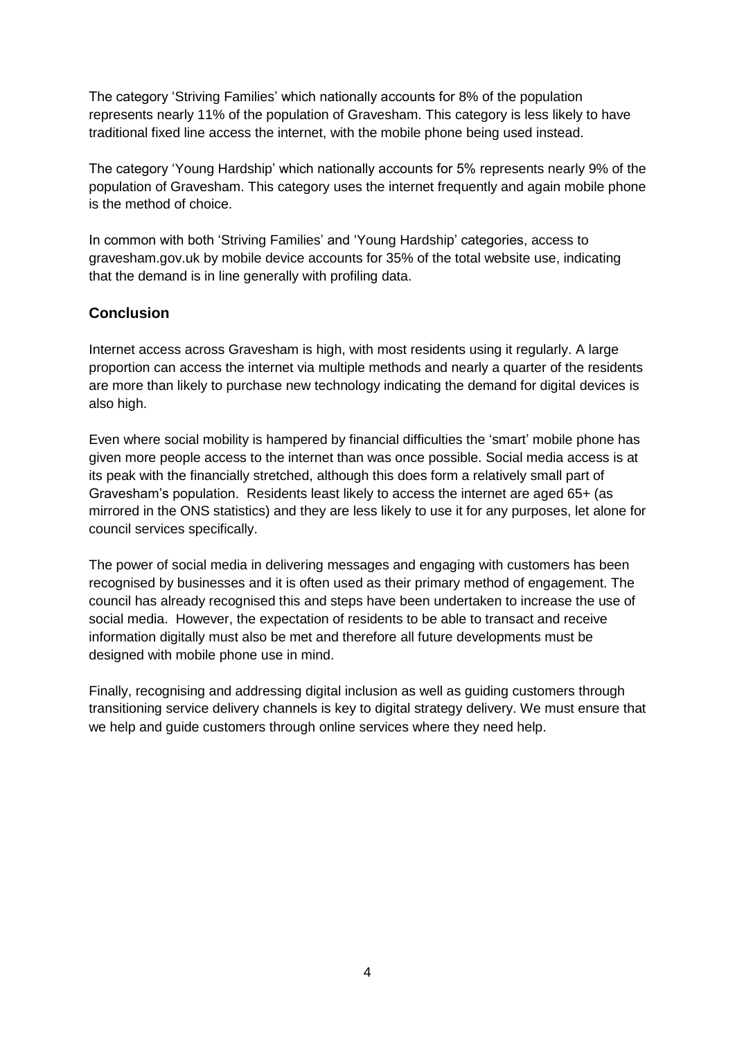The category 'Striving Families' which nationally accounts for 8% of the population represents nearly 11% of the population of Gravesham. This category is less likely to have traditional fixed line access the internet, with the mobile phone being used instead.

The category 'Young Hardship' which nationally accounts for 5% represents nearly 9% of the population of Gravesham. This category uses the internet frequently and again mobile phone is the method of choice.

In common with both 'Striving Families' and 'Young Hardship' categories, access to gravesham.gov.uk by mobile device accounts for 35% of the total website use, indicating that the demand is in line generally with profiling data.

## Conclusion

Internet access across Gravesham is high, with most residents using it regularly. A large proportion can access the internet via multiple methods and nearly a quarter of the residents are more than likely to purchase new technology indicating the demand for digital devices is also high.

Even where social mobility is hampered by financial difficulties the 'smart' mobile phone has given more people access to the internet than was once possible. Social media access is at its peak with the financially stretched, although this does form a relatively small part of Gravesham's population. Residents least likely to access the internet are aged 65+ (as mirrored in the ONS statistics) and they are less likely to use it for any purposes, let alone for council services specifically.

The power of social media in delivering messages and engaging with customers has been recognised by businesses and it is often used as their primary method of engagement. The council has already recognised this and steps have been undertaken to increase the use of social media. However, the expectation of residents to be able to transact and receive information digitally must also be met and therefore all future developments must be designed with mobile phone use in mind.

Finally, recognising and addressing digital inclusion as well as guiding customers through transitioning service delivery channels is key to digital strategy delivery. We must ensure that we help and guide customers through online services where they need help.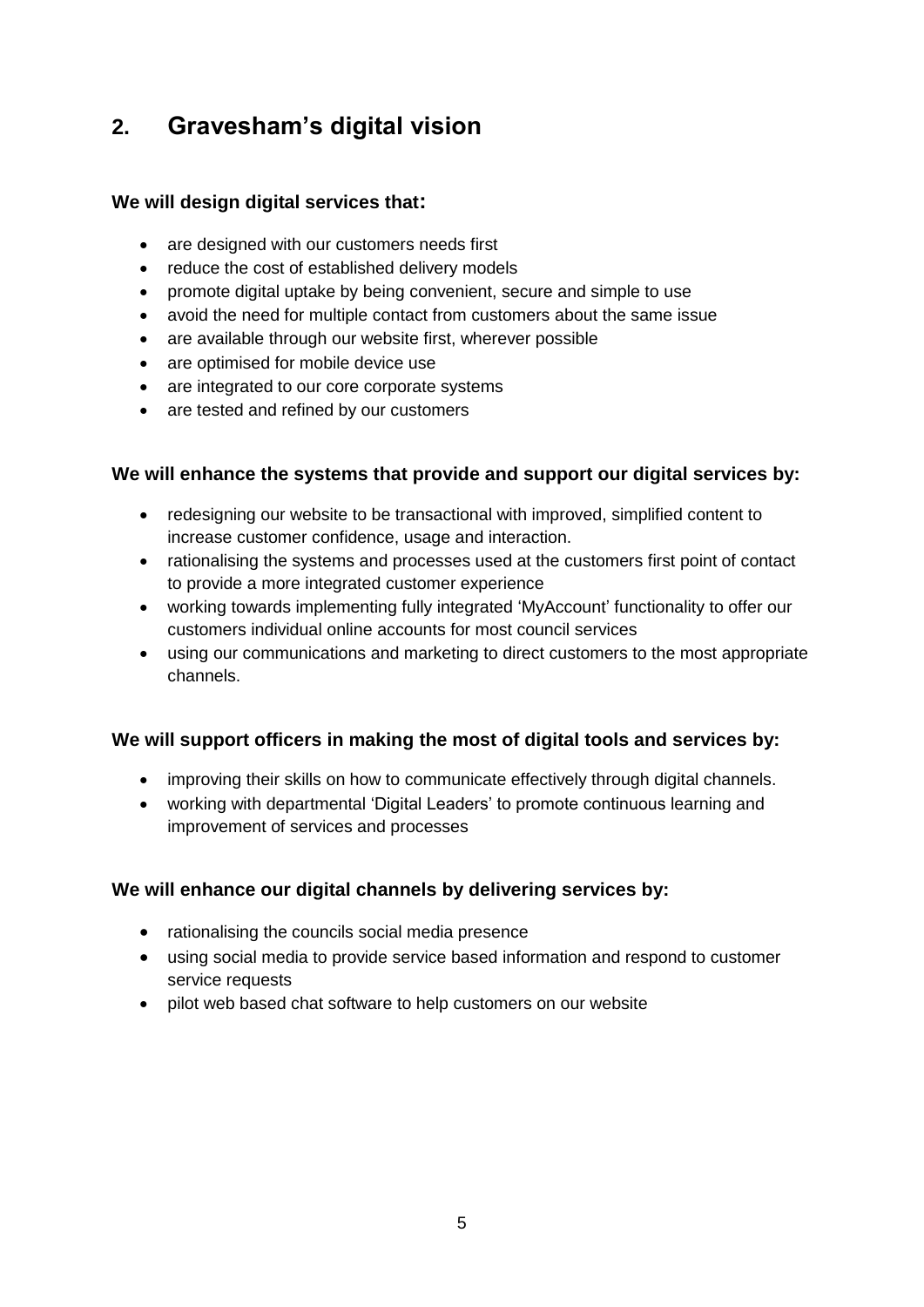## 2. Gravesham's digital vision

### We will design digital services that:

- are designed with our customers needs first
- reduce the cost of established delivery models
- promote digital uptake by being convenient, secure and simple to use
- avoid the need for multiple contact from customers about the same issue
- are available through our website first, wherever possible
- are optimised for mobile device use
- are integrated to our core corporate systems
- are tested and refined by our customers

### We will enhance the systems that provide and support our digital services by:

- redesigning our website to be transactional with improved, simplified content to increase customer confidence, usage and interaction.
- rationalising the systems and processes used at the customers first point of contact to provide a more integrated customer experience
- working towards implementing fully integrated 'MyAccount' functionality to offer our customers individual online accounts for most council services
- using our communications and marketing to direct customers to the most appropriate channels.

### We will support officers in making the most of digital tools and services by:

- improving their skills on how to communicate effectively through digital channels.
- working with departmental 'Digital Leaders' to promote continuous learning and improvement of services and processes

### We will enhance our digital channels by delivering services by:

- rationalising the councils social media presence
- using social media to provide service based information and respond to customer service requests
- pilot web based chat software to help customers on our website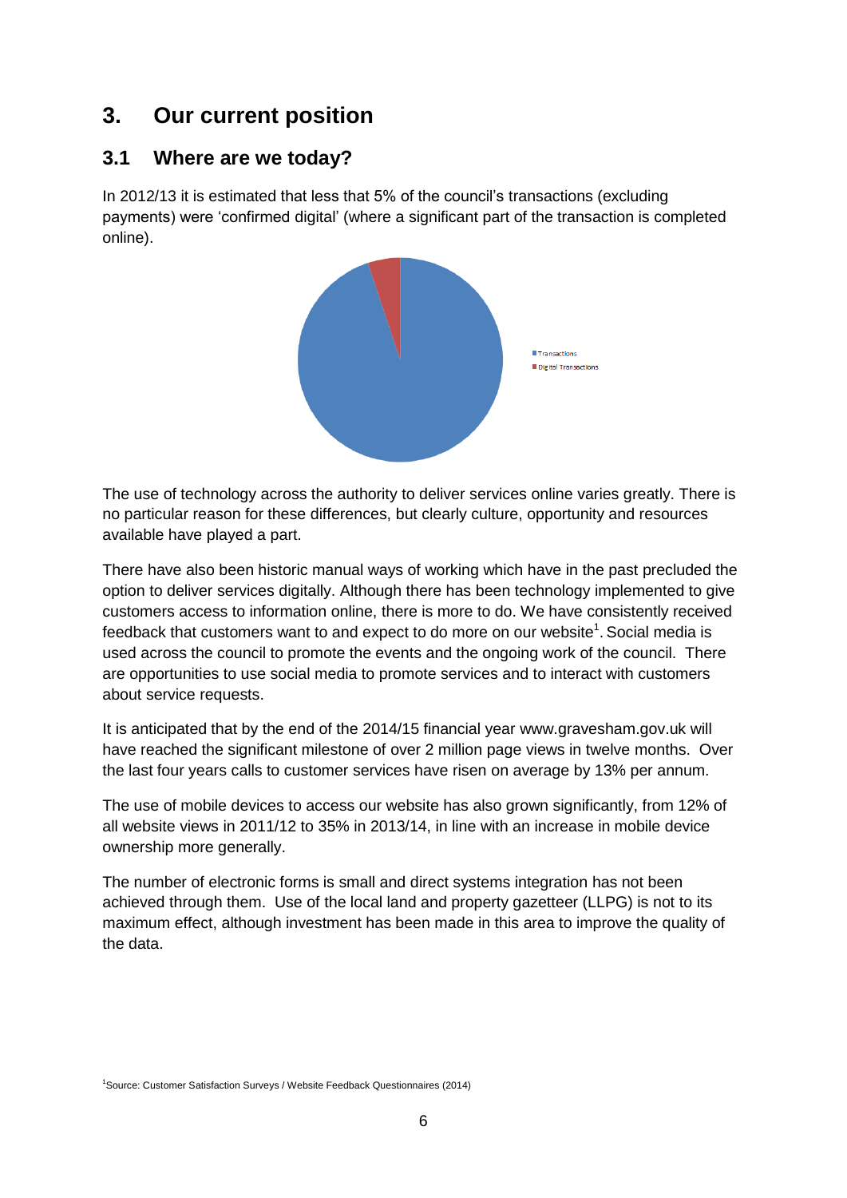# 3. Our current position

## 3.1 Where are we today?

In 2012/13 it is estimated that less that 5% of the council's transactions (excluding payments) were 'confirmed digital' (where a significant part of the transaction is completed online).

The use of technology across the authority to deliver services online varies greatly. There is no particular reason for these differences, but clearly culture, opportunity and resources available have played a part.

There have also been historic manual ways of working which have in the past precluded the option to deliver services digitally. Although there has been technology implemented to give customers access to information online, there is more to do. We have consistently received feedback that customers want to and expect to do more on our website[1]. Social media is used across the council to promote the events and the ongoing work of the council. There are opportunities to use social media to promote services and to interact with customers about service requests.

It is anticipated that by the end of the 2014/15 financial year www.gravesham.gov.uk will have reached the significant milestone of over 2 million page views in twelve months. Over the last four years calls to customer services have risen on average by 13% per annum.

The use of mobile devices to access our website has also grown significantly, from 12% of all website views in 2011/12 to 35% in 2013/14, in line with an increase in mobile device ownership more generally.

The number of electronic forms is small and direct systems integration has not been achieved through them. Use of the local land and property gazetteer (LLPG) is not to its maximum effect, although investment has been made in this area to improve the quality of the data.

[1]Source: Customer Satisfaction Surveys / Website Feedback Questionnaires (2014)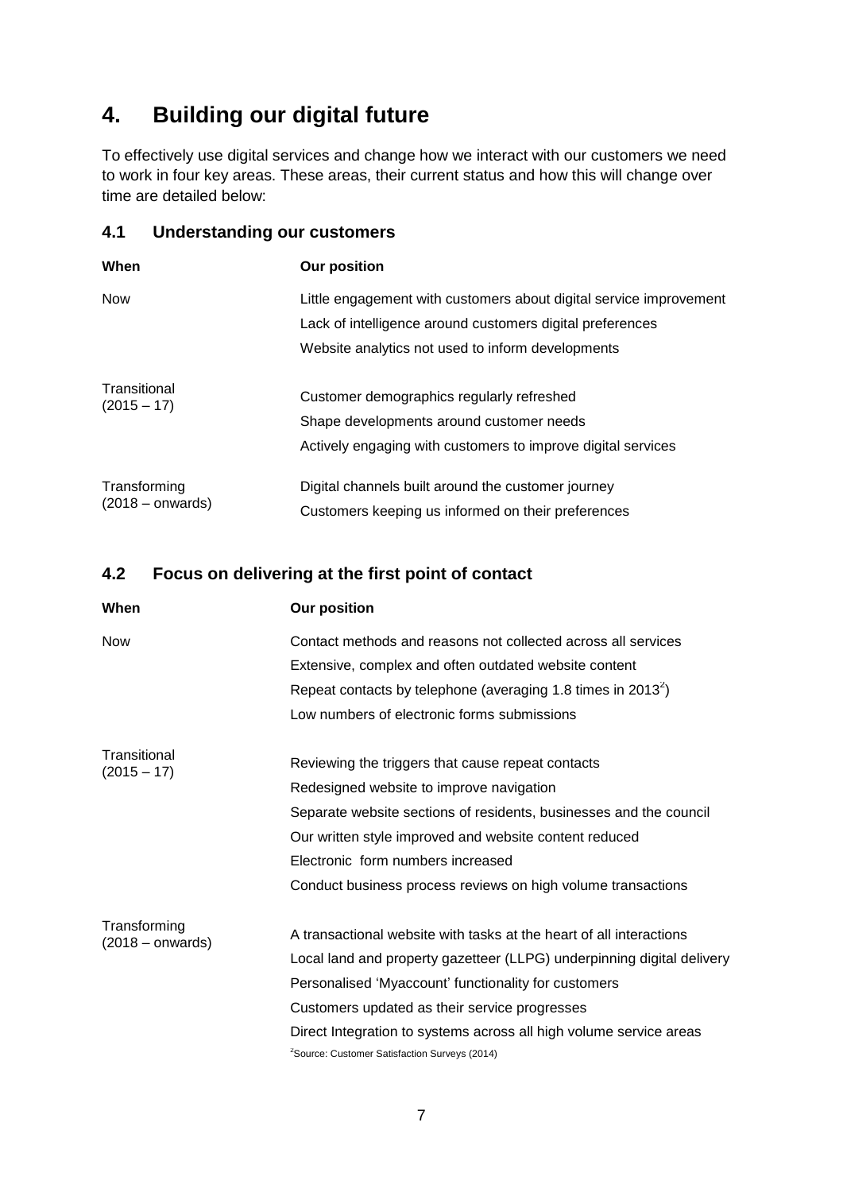## 4. Building our digital future

To effectively use digital services and change how we interact with our customers we need to work in four key areas. These areas, their current status and how this will change over time are detailed below:

### 4.1 Understanding our customers

| When | Our position |
|---|---|
| Now | Little engagement with customers about digital service improvement<br>Lack of intelligence around customers digital preferences<br>Website analytics not used to inform developments |
| Transitional (2015 – 17) | Customer demographics regularly refreshed<br>Shape developments around customer needs<br>Actively engaging with customers to improve digital services |
| Transforming (2018 – onwards) | Digital channels built around the customer journey<br>Customers keeping us informed on their preferences |

### 4.2 Focus on delivering at the first point of contact

| When | Our position |
|---|---|
| Now | Contact methods and reasons not collected across all services<br>Extensive, complex and often outdated website content<br>Repeat contacts by telephone (averaging 1.8 times in 2013[2])<br>Low numbers of electronic forms submissions |
| Transitional (2015 – 17) | Reviewing the triggers that cause repeat contacts<br>Redesigned website to improve navigation<br>Separate website sections of residents, businesses and the council<br>Our written style improved and website content reduced<br>Electronic form numbers increased<br>Conduct business process reviews on high volume transactions |
| Transforming (2018 – onwards) | A transactional website with tasks at the heart of all interactions<br>Local land and property gazetteer (LLPG) underpinning digital delivery<br>Personalised 'Myaccount' functionality for customers<br>Customers updated as their service progresses<br>Direct Integration to systems across all high volume service areas |

[2]Source: Customer Satisfaction Surveys (2014)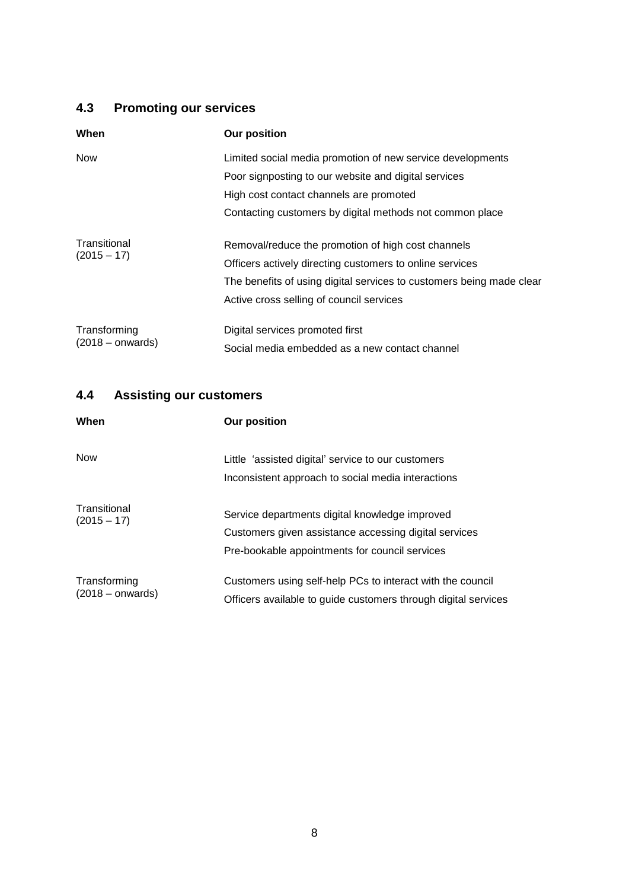## 4.3 Promoting our services

| When | Our position |
|---|---|
| Now | Limited social media promotion of new service developments<br>Poor signposting to our website and digital services<br>High cost contact channels are promoted<br>Contacting customers by digital methods not common place |
| Transitional (2015 – 17) | Removal/reduce the promotion of high cost channels<br>Officers actively directing customers to online services<br>The benefits of using digital services to customers being made clear<br>Active cross selling of council services |
| Transforming (2018 – onwards) | Digital services promoted first<br>Social media embedded as a new contact channel |

## 4.4 Assisting our customers

| When | Our position |
|---|---|
| Now | Little 'assisted digital' service to our customers<br>Inconsistent approach to social media interactions |
| Transitional (2015 – 17) | Service departments digital knowledge improved<br>Customers given assistance accessing digital services<br>Pre-bookable appointments for council services |
| Transforming (2018 – onwards) | Customers using self-help PCs to interact with the council<br>Officers available to guide customers through digital services |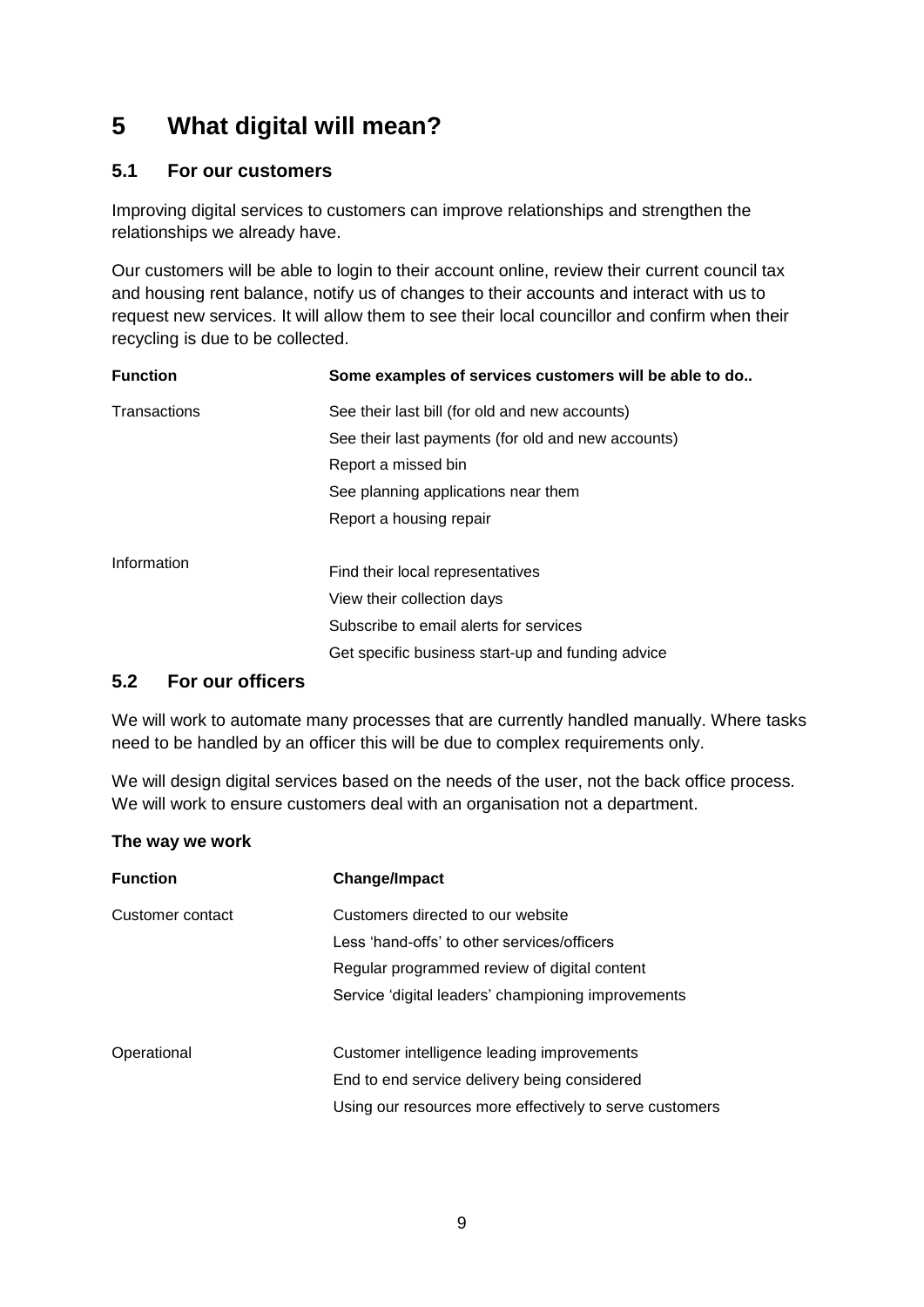# 5 What digital will mean?

## 5.1 For our customers

Improving digital services to customers can improve relationships and strengthen the relationships we already have.

Our customers will be able to login to their account online, review their current council tax and housing rent balance, notify us of changes to their accounts and interact with us to request new services. It will allow them to see their local councillor and confirm when their recycling is due to be collected.

| Function | Some examples of services customers will be able to do.. |
|---|---|
| Transactions | See their last bill (for old and new accounts) |
| | See their last payments (for old and new accounts) |
| | Report a missed bin |
| | See planning applications near them |
| | Report a housing repair |
| Information | Find their local representatives |
| | View their collection days |
| | Subscribe to email alerts for services |
| | Get specific business start-up and funding advice |

## 5.2 For our officers

We will work to automate many processes that are currently handled manually. Where tasks need to be handled by an officer this will be due to complex requirements only.

We will design digital services based on the needs of the user, not the back office process. We will work to ensure customers deal with an organisation not a department.

**The way we work**

| Function | Change/Impact |
|---|---|
| Customer contact | Customers directed to our website |
| | Less 'hand-offs' to other services/officers |
| | Regular programmed review of digital content |
| | Service 'digital leaders' championing improvements |
| Operational | Customer intelligence leading improvements |
| | End to end service delivery being considered |
| | Using our resources more effectively to serve customers |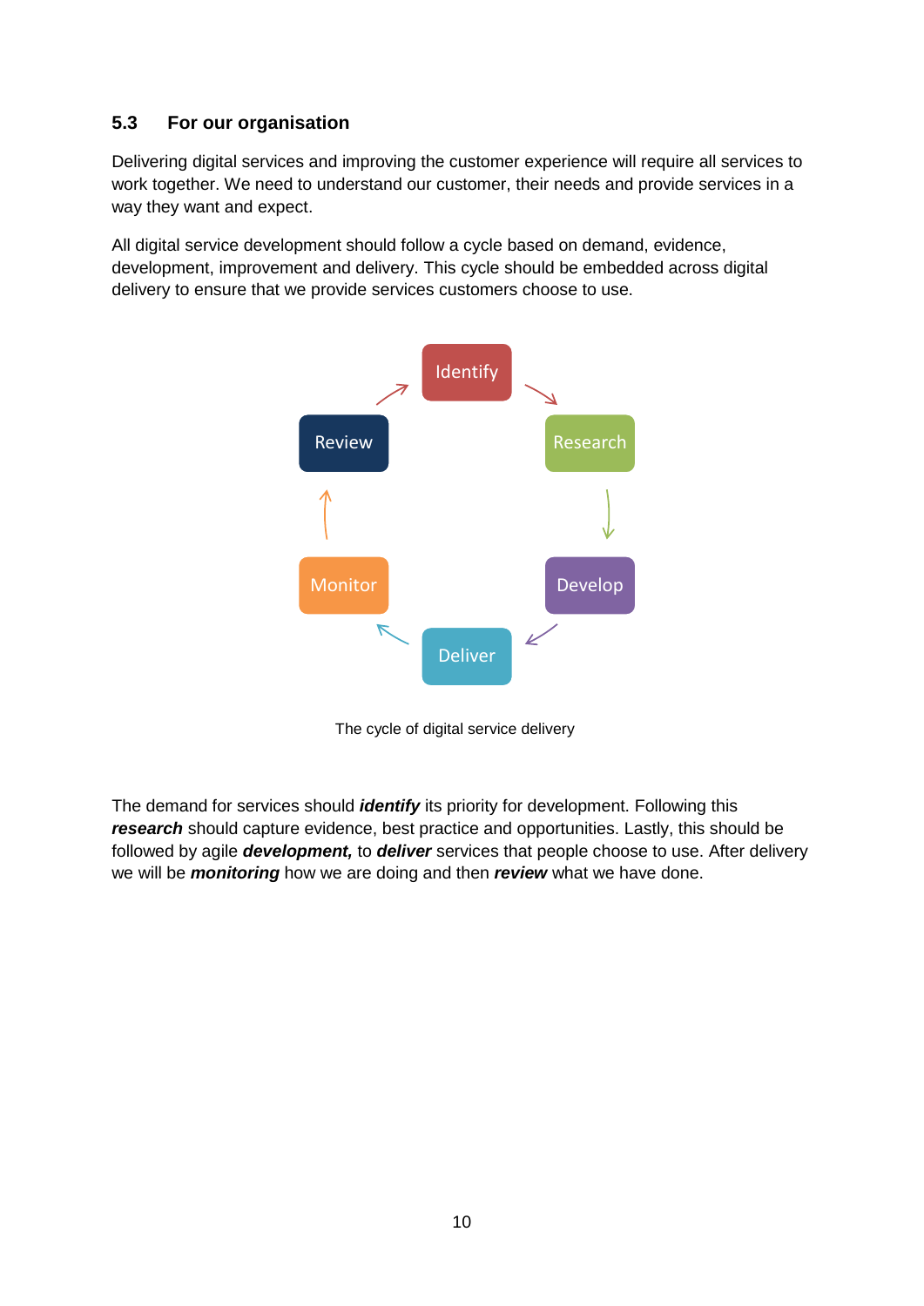## 5.3 For our organisation

Delivering digital services and improving the customer experience will require all services to work together. We need to understand our customer, their needs and provide services in a way they want and expect.

All digital service development should follow a cycle based on demand, evidence, development, improvement and delivery. This cycle should be embedded across digital delivery to ensure that we provide services customers choose to use.

Identify → Research → Develop → Deliver → Monitor → Review → Identify

The cycle of digital service delivery

The demand for services should ***identify*** its priority for development. Following this ***research*** should capture evidence, best practice and opportunities. Lastly, this should be followed by agile ***development,*** to ***deliver*** services that people choose to use. After delivery we will be ***monitoring*** how we are doing and then ***review*** what we have done.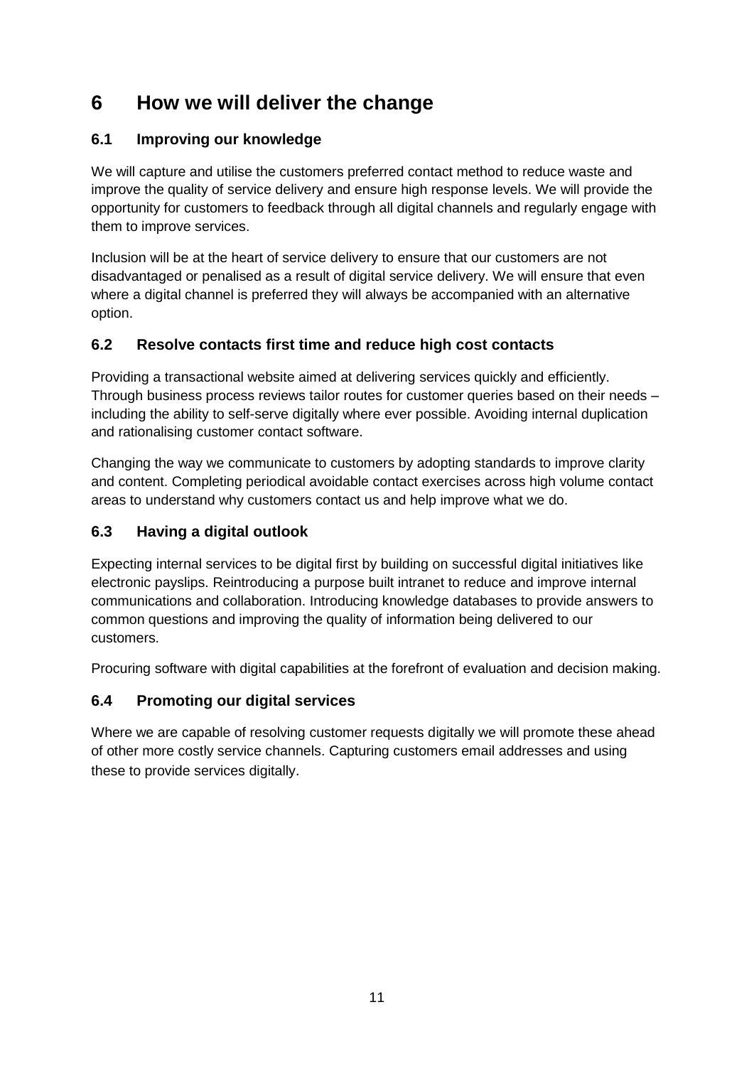# 6 How we will deliver the change

## 6.1 Improving our knowledge

We will capture and utilise the customers preferred contact method to reduce waste and improve the quality of service delivery and ensure high response levels. We will provide the opportunity for customers to feedback through all digital channels and regularly engage with them to improve services.

Inclusion will be at the heart of service delivery to ensure that our customers are not disadvantaged or penalised as a result of digital service delivery. We will ensure that even where a digital channel is preferred they will always be accompanied with an alternative option.

## 6.2 Resolve contacts first time and reduce high cost contacts

Providing a transactional website aimed at delivering services quickly and efficiently. Through business process reviews tailor routes for customer queries based on their needs – including the ability to self-serve digitally where ever possible. Avoiding internal duplication and rationalising customer contact software.

Changing the way we communicate to customers by adopting standards to improve clarity and content. Completing periodical avoidable contact exercises across high volume contact areas to understand why customers contact us and help improve what we do.

## 6.3 Having a digital outlook

Expecting internal services to be digital first by building on successful digital initiatives like electronic payslips. Reintroducing a purpose built intranet to reduce and improve internal communications and collaboration. Introducing knowledge databases to provide answers to common questions and improving the quality of information being delivered to our customers.

Procuring software with digital capabilities at the forefront of evaluation and decision making.

## 6.4 Promoting our digital services

Where we are capable of resolving customer requests digitally we will promote these ahead of other more costly service channels. Capturing customers email addresses and using these to provide services digitally.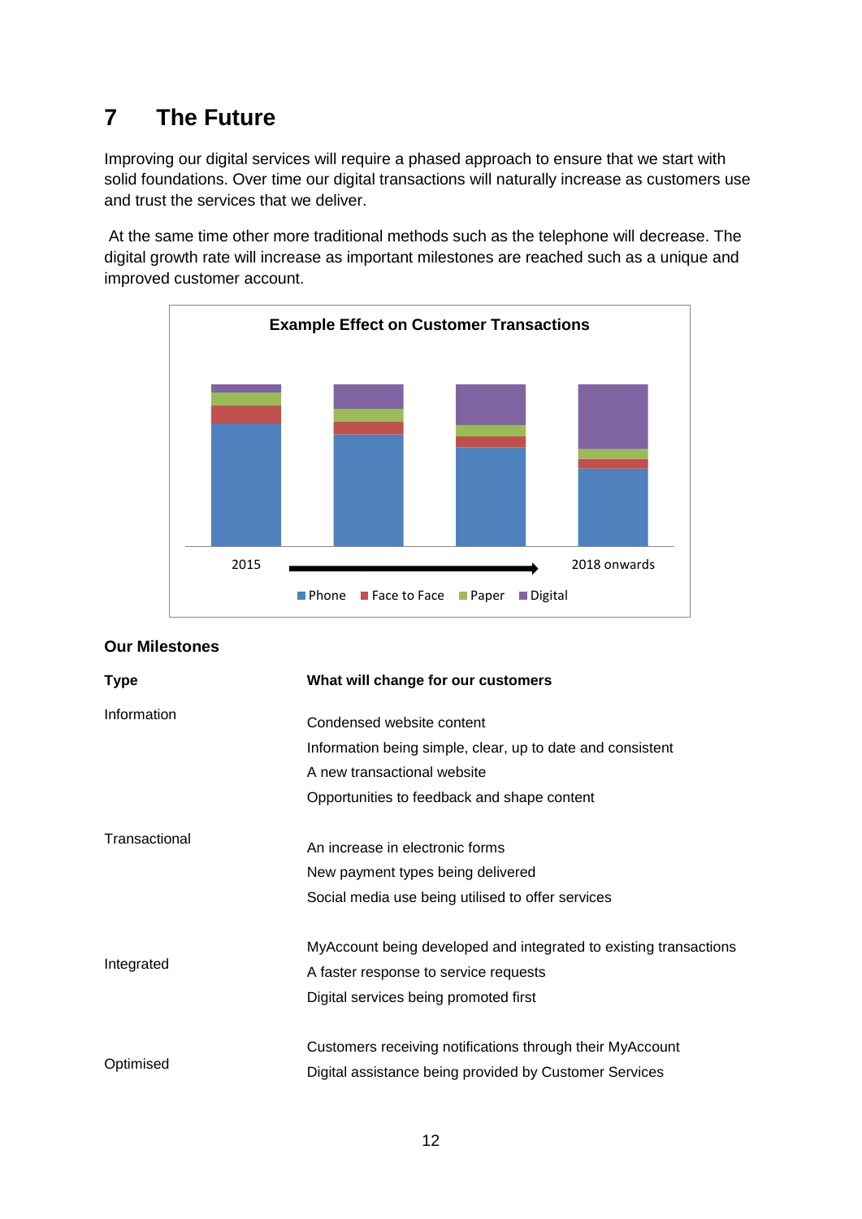# 7 The Future

Improving our digital services will require a phased approach to ensure that we start with solid foundations. Over time our digital transactions will naturally increase as customers use and trust the services that we deliver.

At the same time other more traditional methods such as the telephone will decrease. The digital growth rate will increase as important milestones are reached such as a unique and improved customer account.

**Example Effect on Customer Transactions**

2015 → 2018 onwards

Phone | Face to Face | Paper | Digital

### Our Milestones

| Type | What will change for our customers |
|---|---|
| Information | Condensed website content<br>Information being simple, clear, up to date and consistent<br>A new transactional website<br>Opportunities to feedback and shape content |
| Transactional | An increase in electronic forms<br>New payment types being delivered<br>Social media use being utilised to offer services |
| Integrated | MyAccount being developed and integrated to existing transactions<br>A faster response to service requests<br>Digital services being promoted first |
| Optimised | Customers receiving notifications through their MyAccount<br>Digital assistance being provided by Customer Services |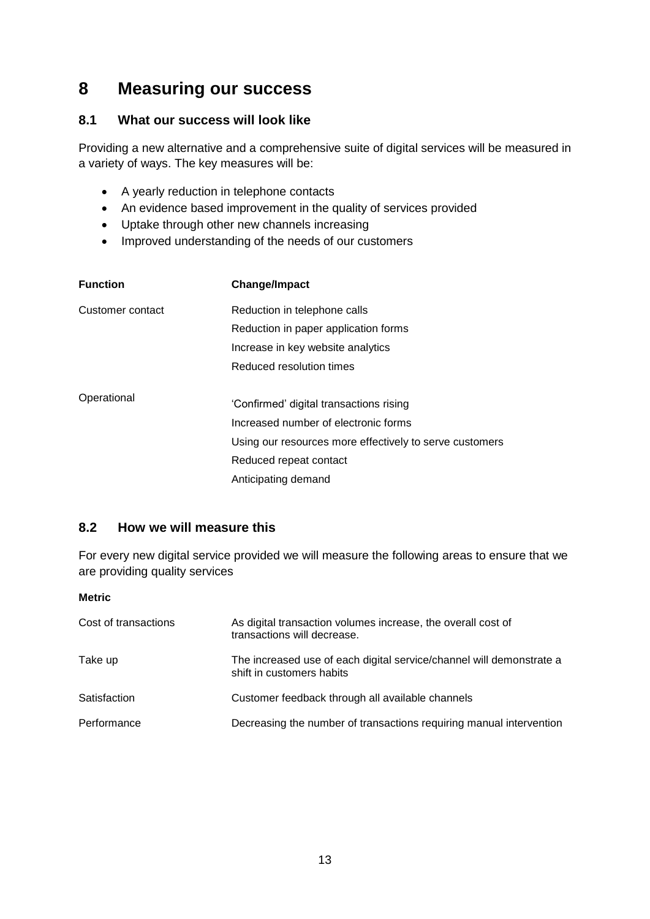# 8 Measuring our success

## 8.1 What our success will look like

Providing a new alternative and a comprehensive suite of digital services will be measured in a variety of ways. The key measures will be:

- A yearly reduction in telephone contacts
- An evidence based improvement in the quality of services provided
- Uptake through other new channels increasing
- Improved understanding of the needs of our customers

| Function | Change/Impact |
|---|---|
| Customer contact | Reduction in telephone calls |
| | Reduction in paper application forms |
| | Increase in key website analytics |
| | Reduced resolution times |
| Operational | 'Confirmed' digital transactions rising |
| | Increased number of electronic forms |
| | Using our resources more effectively to serve customers |
| | Reduced repeat contact |
| | Anticipating demand |

## 8.2 How we will measure this

For every new digital service provided we will measure the following areas to ensure that we are providing quality services

| Metric | |
|---|---|
| Cost of transactions | As digital transaction volumes increase, the overall cost of transactions will decrease. |
| Take up | The increased use of each digital service/channel will demonstrate a shift in customers habits |
| Satisfaction | Customer feedback through all available channels |
| Performance | Decreasing the number of transactions requiring manual intervention |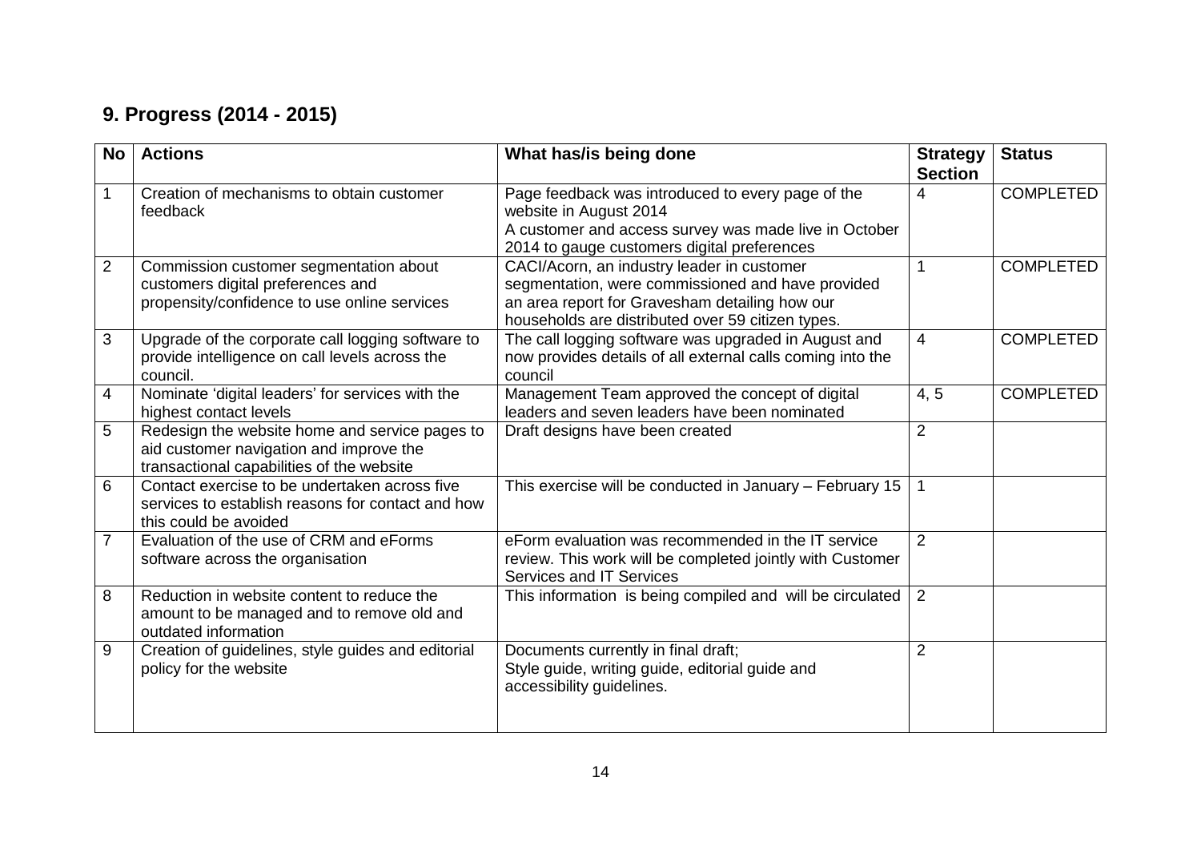## 9. Progress (2014 - 2015)

| No | Actions | What has/is being done | Strategy Section | Status |
|---|---|---|---|---|
| 1 | Creation of mechanisms to obtain customer feedback | Page feedback was introduced to every page of the website in August 2014<br>A customer and access survey was made live in October 2014 to gauge customers digital preferences | 4 | COMPLETED |
| 2 | Commission customer segmentation about customers digital preferences and propensity/confidence to use online services | CACI/Acorn, an industry leader in customer segmentation, were commissioned and have provided an area report for Gravesham detailing how our households are distributed over 59 citizen types. | 1 | COMPLETED |
| 3 | Upgrade of the corporate call logging software to provide intelligence on call levels across the council. | The call logging software was upgraded in August and now provides details of all external calls coming into the council | 4 | COMPLETED |
| 4 | Nominate 'digital leaders' for services with the highest contact levels | Management Team approved the concept of digital leaders and seven leaders have been nominated | 4, 5 | COMPLETED |
| 5 | Redesign the website home and service pages to aid customer navigation and improve the transactional capabilities of the website | Draft designs have been created | 2 | |
| 6 | Contact exercise to be undertaken across five services to establish reasons for contact and how this could be avoided | This exercise will be conducted in January – February 15 | 1 | |
| 7 | Evaluation of the use of CRM and eForms software across the organisation | eForm evaluation was recommended in the IT service review. This work will be completed jointly with Customer Services and IT Services | 2 | |
| 8 | Reduction in website content to reduce the amount to be managed and to remove old and outdated information | This information is being compiled and will be circulated | 2 | |
| 9 | Creation of guidelines, style guides and editorial policy for the website | Documents currently in final draft;<br>Style guide, writing guide, editorial guide and accessibility guidelines. | 2 | |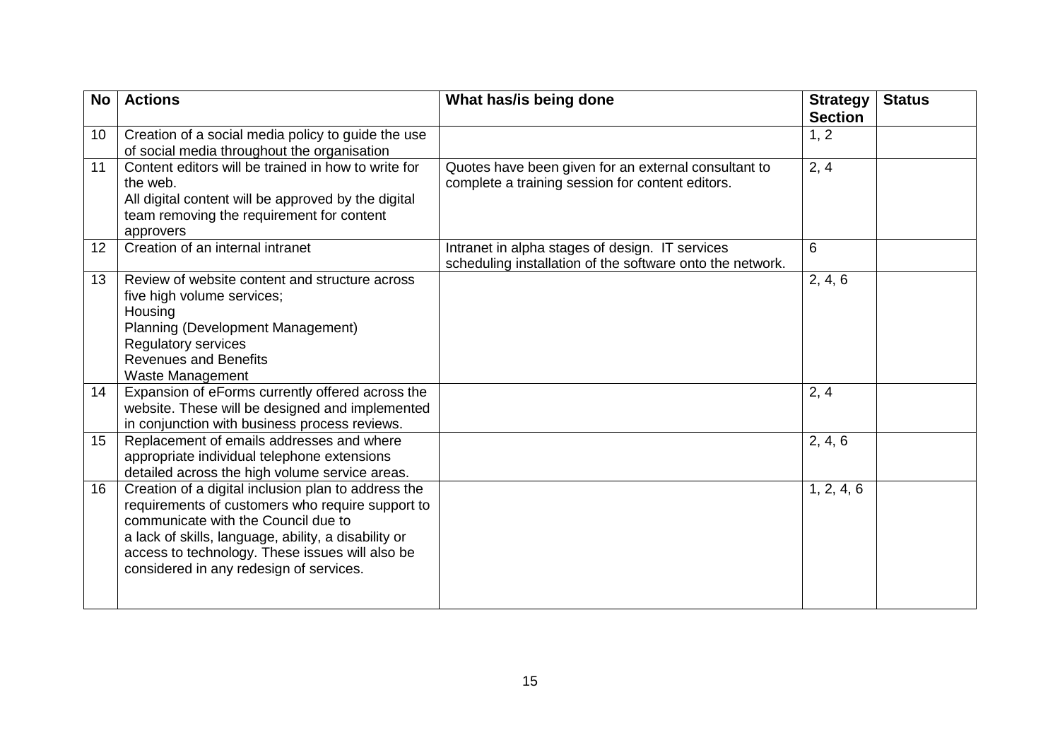| No | Actions | What has/is being done | Strategy Section | Status |
|---|---|---|---|---|
| 10 | Creation of a social media policy to guide the use of social media throughout the organisation | | 1, 2 | |
| 11 | Content editors will be trained in how to write for the web.<br>All digital content will be approved by the digital team removing the requirement for content approvers | Quotes have been given for an external consultant to complete a training session for content editors. | 2, 4 | |
| 12 | Creation of an internal intranet | Intranet in alpha stages of design. IT services scheduling installation of the software onto the network. | 6 | |
| 13 | Review of website content and structure across five high volume services;<br>Housing<br>Planning (Development Management)<br>Regulatory services<br>Revenues and Benefits<br>Waste Management | | 2, 4, 6 | |
| 14 | Expansion of eForms currently offered across the website. These will be designed and implemented in conjunction with business process reviews. | | 2, 4 | |
| 15 | Replacement of emails addresses and where appropriate individual telephone extensions detailed across the high volume service areas. | | 2, 4, 6 | |
| 16 | Creation of a digital inclusion plan to address the requirements of customers who require support to communicate with the Council due to a lack of skills, language, ability, a disability or access to technology. These issues will also be considered in any redesign of services. | | 1, 2, 4, 6 | |